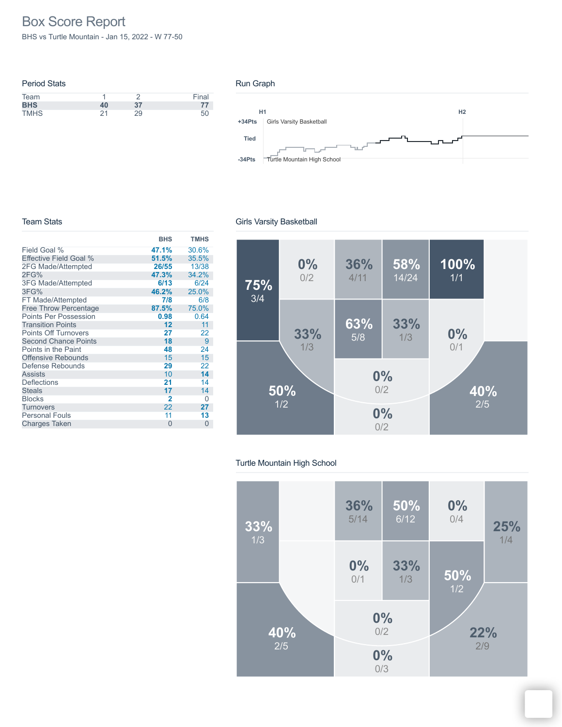# Box Score Report

BHS vs Turtle Mountain - Jan 15, 2022 - W 77-50

## Period Stats

| Team | 1 | 2 | Final |
|---|---|---|---|
| **BHS** | **40** | **37** | **77** |
| TMHS | 21 | 29 | 50 |

## Run Graph

H1 H2

+34Pts Girls Varsity Basketball

Tied

-34Pts Turtle Mountain High School

## Team Stats

| | BHS | TMHS |
|---|---|---|
| Field Goal % | **47.1%** | 30.6% |
| Effective Field Goal % | **51.5%** | 35.5% |
| 2FG Made/Attempted | **26/55** | 13/38 |
| 2FG% | **47.3%** | 34.2% |
| 3FG Made/Attempted | **6/13** | 6/24 |
| 3FG% | **46.2%** | 25.0% |
| FT Made/Attempted | **7/8** | 6/8 |
| Free Throw Percentage | **87.5%** | 75.0% |
| Points Per Possession | **0.98** | 0.64 |
| Transition Points | **12** | 11 |
| Points Off Turnovers | **27** | 22 |
| Second Chance Points | **18** | 9 |
| Points in the Paint | **48** | 24 |
| Offensive Rebounds | 15 | 15 |
| Defense Rebounds | **29** | 22 |
| Assists | 10 | **14** |
| Deflections | **21** | 14 |
| Steals | **17** | 14 |
| Blocks | **2** | 0 |
| Turnovers | 22 | **27** |
| Personal Fouls | 11 | **13** |
| Charges Taken | 0 | 0 |

## Girls Varsity Basketball

75% 3/4

0% 0/2

36% 4/11

58% 14/24

100% 1/1

33% 1/3

63% 5/8

33% 1/3

0% 0/1

0% 0/2

50% 1/2

40% 2/5

0% 0/2

## Turtle Mountain High School

33% 1/3

36% 5/14

50% 6/12

0% 0/4

25% 1/4

0% 0/1

33% 1/3

50% 1/2

0% 0/2

40% 2/5

22% 2/9

0% 0/3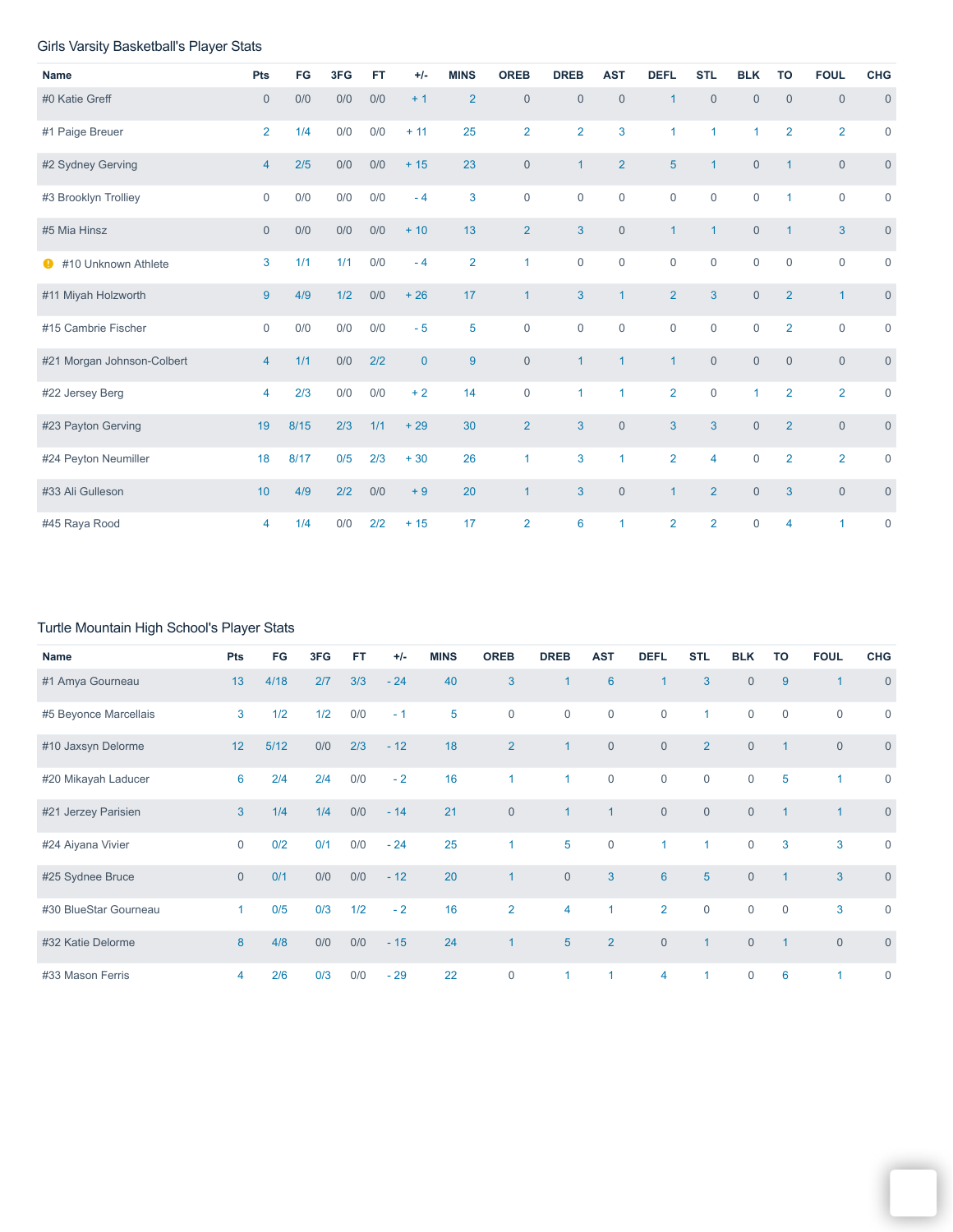Girls Varsity Basketball's Player Stats

| Name | Pts | FG | 3FG | FT | +/- | MINS | OREB | DREB | AST | DEFL | STL | BLK | TO | FOUL | CHG |
|---|---|---|---|---|---|---|---|---|---|---|---|---|---|---|---|
| #0 Katie Greff | 0 | 0/0 | 0/0 | 0/0 | + 1 | 2 | 0 | 0 | 0 | 1 | 0 | 0 | 0 | 0 | 0 |
| #1 Paige Breuer | 2 | 1/4 | 0/0 | 0/0 | + 11 | 25 | 2 | 2 | 3 | 1 | 1 | 1 | 2 | 2 | 0 |
| #2 Sydney Gerving | 4 | 2/5 | 0/0 | 0/0 | + 15 | 23 | 0 | 1 | 2 | 5 | 1 | 0 | 1 | 0 | 0 |
| #3 Brooklyn Trolliey | 0 | 0/0 | 0/0 | 0/0 | - 4 | 3 | 0 | 0 | 0 | 0 | 0 | 0 | 1 | 0 | 0 |
| #5 Mia Hinsz | 0 | 0/0 | 0/0 | 0/0 | + 10 | 13 | 2 | 3 | 0 | 1 | 1 | 0 | 1 | 3 | 0 |
| #10 Unknown Athlete | 3 | 1/1 | 1/1 | 0/0 | - 4 | 2 | 1 | 0 | 0 | 0 | 0 | 0 | 0 | 0 | 0 |
| #11 Miyah Holzworth | 9 | 4/9 | 1/2 | 0/0 | + 26 | 17 | 1 | 3 | 1 | 2 | 3 | 0 | 2 | 1 | 0 |
| #15 Cambrie Fischer | 0 | 0/0 | 0/0 | 0/0 | - 5 | 5 | 0 | 0 | 0 | 0 | 0 | 0 | 2 | 0 | 0 |
| #21 Morgan Johnson-Colbert | 4 | 1/1 | 0/0 | 2/2 | 0 | 9 | 0 | 1 | 1 | 1 | 0 | 0 | 0 | 0 | 0 |
| #22 Jersey Berg | 4 | 2/3 | 0/0 | 0/0 | + 2 | 14 | 0 | 1 | 1 | 2 | 0 | 1 | 2 | 2 | 0 |
| #23 Payton Gerving | 19 | 8/15 | 2/3 | 1/1 | + 29 | 30 | 2 | 3 | 0 | 3 | 3 | 0 | 2 | 0 | 0 |
| #24 Peyton Neumiller | 18 | 8/17 | 0/5 | 2/3 | + 30 | 26 | 1 | 3 | 1 | 2 | 4 | 0 | 2 | 2 | 0 |
| #33 Ali Gulleson | 10 | 4/9 | 2/2 | 0/0 | + 9 | 20 | 1 | 3 | 0 | 1 | 2 | 0 | 3 | 0 | 0 |
| #45 Raya Rood | 4 | 1/4 | 0/0 | 2/2 | + 15 | 17 | 2 | 6 | 1 | 2 | 2 | 0 | 4 | 1 | 0 |

Turtle Mountain High School's Player Stats

| Name | Pts | FG | 3FG | FT | +/- | MINS | OREB | DREB | AST | DEFL | STL | BLK | TO | FOUL | CHG |
|---|---|---|---|---|---|---|---|---|---|---|---|---|---|---|---|
| #1 Amya Gourneau | 13 | 4/18 | 2/7 | 3/3 | - 24 | 40 | 3 | 1 | 6 | 1 | 3 | 0 | 9 | 1 | 0 |
| #5 Beyonce Marcellais | 3 | 1/2 | 1/2 | 0/0 | - 1 | 5 | 0 | 0 | 0 | 0 | 1 | 0 | 0 | 0 | 0 |
| #10 Jaxsyn Delorme | 12 | 5/12 | 0/0 | 2/3 | - 12 | 18 | 2 | 1 | 0 | 0 | 2 | 0 | 1 | 0 | 0 |
| #20 Mikayah Laducer | 6 | 2/4 | 2/4 | 0/0 | - 2 | 16 | 1 | 1 | 0 | 0 | 0 | 0 | 5 | 1 | 0 |
| #21 Jerzey Parisien | 3 | 1/4 | 1/4 | 0/0 | - 14 | 21 | 0 | 1 | 1 | 0 | 0 | 0 | 1 | 1 | 0 |
| #24 Aiyana Vivier | 0 | 0/2 | 0/1 | 0/0 | - 24 | 25 | 1 | 5 | 0 | 1 | 1 | 0 | 3 | 3 | 0 |
| #25 Sydnee Bruce | 0 | 0/1 | 0/0 | 0/0 | - 12 | 20 | 1 | 0 | 3 | 6 | 5 | 0 | 1 | 3 | 0 |
| #30 BlueStar Gourneau | 1 | 0/5 | 0/3 | 1/2 | - 2 | 16 | 2 | 4 | 1 | 2 | 0 | 0 | 0 | 3 | 0 |
| #32 Katie Delorme | 8 | 4/8 | 0/0 | 0/0 | - 15 | 24 | 1 | 5 | 2 | 0 | 1 | 0 | 1 | 0 | 0 |
| #33 Mason Ferris | 4 | 2/6 | 0/3 | 0/0 | - 29 | 22 | 0 | 1 | 1 | 4 | 1 | 0 | 6 | 1 | 0 |